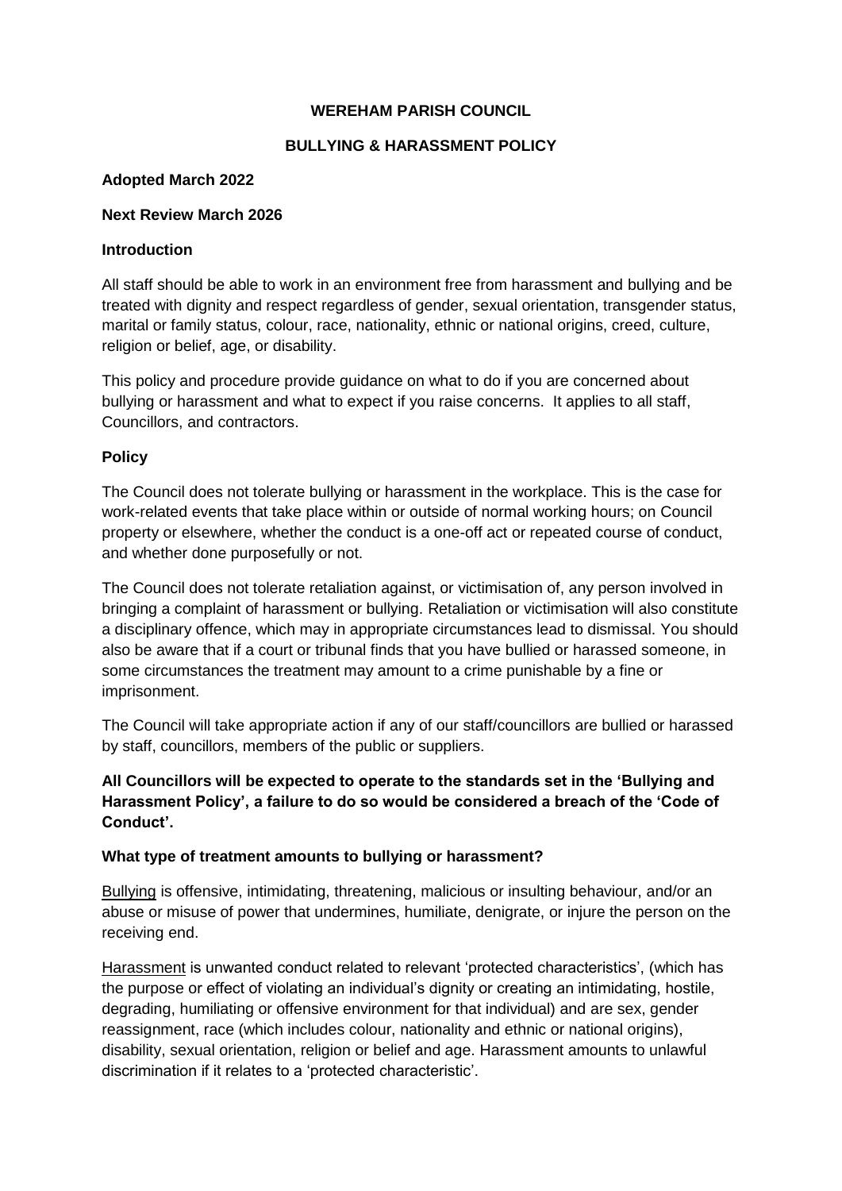# WEREHAM PARISH COUNCIL

## BULLYING & HARASSMENT POLICY

**Adopted March 2022**

**Next Review March 2026**

### Introduction

All staff should be able to work in an environment free from harassment and bullying and be treated with dignity and respect regardless of gender, sexual orientation, transgender status, marital or family status, colour, race, nationality, ethnic or national origins, creed, culture, religion or belief, age, or disability.

This policy and procedure provide guidance on what to do if you are concerned about bullying or harassment and what to expect if you raise concerns. It applies to all staff, Councillors, and contractors.

### Policy

The Council does not tolerate bullying or harassment in the workplace. This is the case for work-related events that take place within or outside of normal working hours; on Council property or elsewhere, whether the conduct is a one-off act or repeated course of conduct, and whether done purposefully or not.

The Council does not tolerate retaliation against, or victimisation of, any person involved in bringing a complaint of harassment or bullying. Retaliation or victimisation will also constitute a disciplinary offence, which may in appropriate circumstances lead to dismissal. You should also be aware that if a court or tribunal finds that you have bullied or harassed someone, in some circumstances the treatment may amount to a crime punishable by a fine or imprisonment.

The Council will take appropriate action if any of our staff/councillors are bullied or harassed by staff, councillors, members of the public or suppliers.

**All Councillors will be expected to operate to the standards set in the 'Bullying and Harassment Policy', a failure to do so would be considered a breach of the 'Code of Conduct'.**

### What type of treatment amounts to bullying or harassment?

<u>Bullying</u> is offensive, intimidating, threatening, malicious or insulting behaviour, and/or an abuse or misuse of power that undermines, humiliate, denigrate, or injure the person on the receiving end.

<u>Harassment</u> is unwanted conduct related to relevant 'protected characteristics', (which has the purpose or effect of violating an individual's dignity or creating an intimidating, hostile, degrading, humiliating or offensive environment for that individual) and are sex, gender reassignment, race (which includes colour, nationality and ethnic or national origins), disability, sexual orientation, religion or belief and age. Harassment amounts to unlawful discrimination if it relates to a 'protected characteristic'.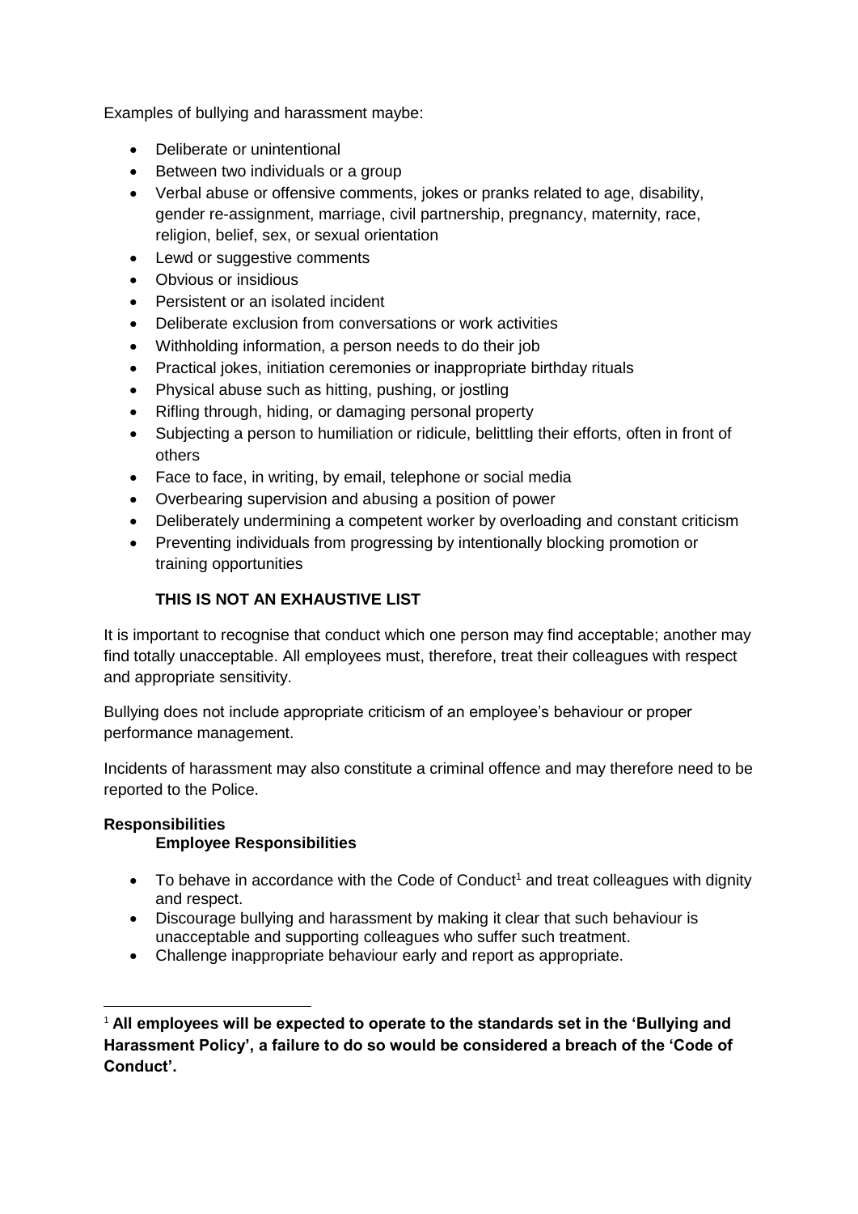Examples of bullying and harassment maybe:

- Deliberate or unintentional
- Between two individuals or a group
- Verbal abuse or offensive comments, jokes or pranks related to age, disability, gender re-assignment, marriage, civil partnership, pregnancy, maternity, race, religion, belief, sex, or sexual orientation
- Lewd or suggestive comments
- Obvious or insidious
- Persistent or an isolated incident
- Deliberate exclusion from conversations or work activities
- Withholding information, a person needs to do their job
- Practical jokes, initiation ceremonies or inappropriate birthday rituals
- Physical abuse such as hitting, pushing, or jostling
- Rifling through, hiding, or damaging personal property
- Subjecting a person to humiliation or ridicule, belittling their efforts, often in front of others
- Face to face, in writing, by email, telephone or social media
- Overbearing supervision and abusing a position of power
- Deliberately undermining a competent worker by overloading and constant criticism
- Preventing individuals from progressing by intentionally blocking promotion or training opportunities

**THIS IS NOT AN EXHAUSTIVE LIST**

It is important to recognise that conduct which one person may find acceptable; another may find totally unacceptable. All employees must, therefore, treat their colleagues with respect and appropriate sensitivity.

Bullying does not include appropriate criticism of an employee's behaviour or proper performance management.

Incidents of harassment may also constitute a criminal offence and may therefore need to be reported to the Police.

**Responsibilities**

**Employee Responsibilities**

- To behave in accordance with the Code of Conduct[1] and treat colleagues with dignity and respect.
- Discourage bullying and harassment by making it clear that such behaviour is unacceptable and supporting colleagues who suffer such treatment.
- Challenge inappropriate behaviour early and report as appropriate.

---

[1] **All employees will be expected to operate to the standards set in the 'Bullying and Harassment Policy', a failure to do so would be considered a breach of the 'Code of Conduct'.**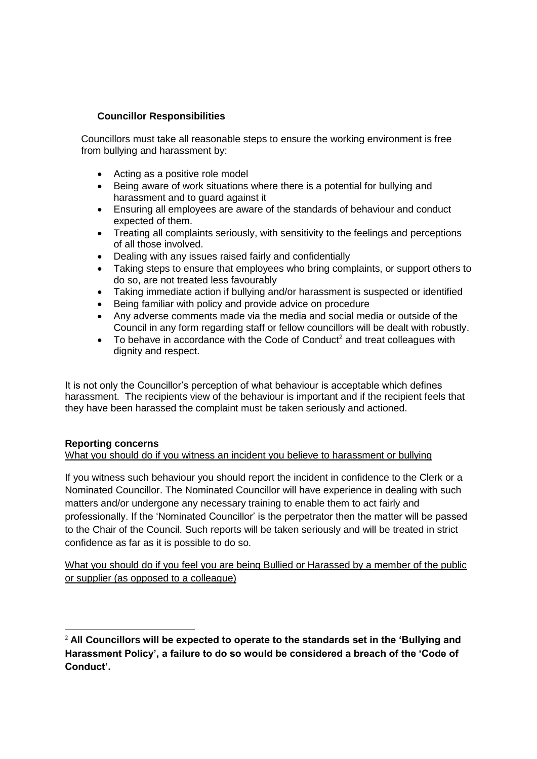**Councillor Responsibilities**

Councillors must take all reasonable steps to ensure the working environment is free from bullying and harassment by:

- Acting as a positive role model
- Being aware of work situations where there is a potential for bullying and harassment and to guard against it
- Ensuring all employees are aware of the standards of behaviour and conduct expected of them.
- Treating all complaints seriously, with sensitivity to the feelings and perceptions of all those involved.
- Dealing with any issues raised fairly and confidentially
- Taking steps to ensure that employees who bring complaints, or support others to do so, are not treated less favourably
- Taking immediate action if bullying and/or harassment is suspected or identified
- Being familiar with policy and provide advice on procedure
- Any adverse comments made via the media and social media or outside of the Council in any form regarding staff or fellow councillors will be dealt with robustly.
- To behave in accordance with the Code of Conduct[2] and treat colleagues with dignity and respect.

It is not only the Councillor's perception of what behaviour is acceptable which defines harassment. The recipients view of the behaviour is important and if the recipient feels that they have been harassed the complaint must be taken seriously and actioned.

**Reporting concerns**

What you should do if you witness an incident you believe to harassment or bullying

If you witness such behaviour you should report the incident in confidence to the Clerk or a Nominated Councillor. The Nominated Councillor will have experience in dealing with such matters and/or undergone any necessary training to enable them to act fairly and professionally. If the 'Nominated Councillor' is the perpetrator then the matter will be passed to the Chair of the Council. Such reports will be taken seriously and will be treated in strict confidence as far as it is possible to do so.

What you should do if you feel you are being Bullied or Harassed by a member of the public or supplier (as opposed to a colleague)

[2] **All Councillors will be expected to operate to the standards set in the 'Bullying and Harassment Policy', a failure to do so would be considered a breach of the 'Code of Conduct'.**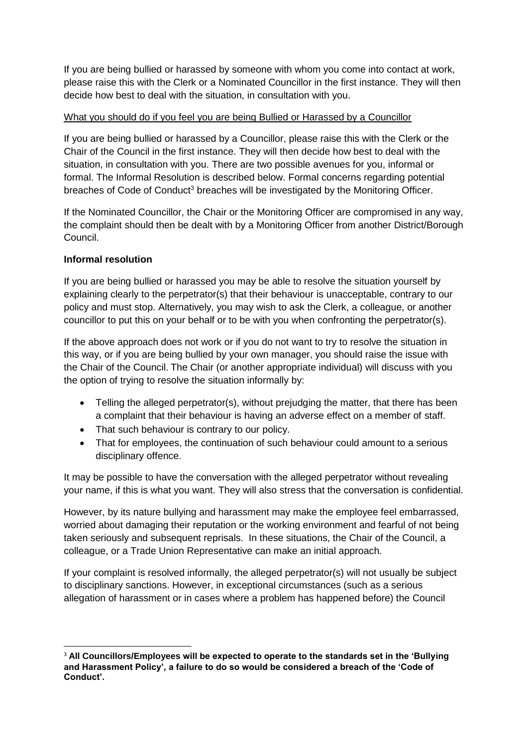If you are being bullied or harassed by someone with whom you come into contact at work, please raise this with the Clerk or a Nominated Councillor in the first instance. They will then decide how best to deal with the situation, in consultation with you.

What you should do if you feel you are being Bullied or Harassed by a Councillor

If you are being bullied or harassed by a Councillor, please raise this with the Clerk or the Chair of the Council in the first instance. They will then decide how best to deal with the situation, in consultation with you. There are two possible avenues for you, informal or formal. The Informal Resolution is described below. Formal concerns regarding potential breaches of Code of Conduct[3] breaches will be investigated by the Monitoring Officer.

If the Nominated Councillor, the Chair or the Monitoring Officer are compromised in any way, the complaint should then be dealt with by a Monitoring Officer from another District/Borough Council.

**Informal resolution**

If you are being bullied or harassed you may be able to resolve the situation yourself by explaining clearly to the perpetrator(s) that their behaviour is unacceptable, contrary to our policy and must stop. Alternatively, you may wish to ask the Clerk, a colleague, or another councillor to put this on your behalf or to be with you when confronting the perpetrator(s).

If the above approach does not work or if you do not want to try to resolve the situation in this way, or if you are being bullied by your own manager, you should raise the issue with the Chair of the Council. The Chair (or another appropriate individual) will discuss with you the option of trying to resolve the situation informally by:

- Telling the alleged perpetrator(s), without prejudging the matter, that there has been a complaint that their behaviour is having an adverse effect on a member of staff.
- That such behaviour is contrary to our policy.
- That for employees, the continuation of such behaviour could amount to a serious disciplinary offence.

It may be possible to have the conversation with the alleged perpetrator without revealing your name, if this is what you want. They will also stress that the conversation is confidential.

However, by its nature bullying and harassment may make the employee feel embarrassed, worried about damaging their reputation or the working environment and fearful of not being taken seriously and subsequent reprisals. In these situations, the Chair of the Council, a colleague, or a Trade Union Representative can make an initial approach.

If your complaint is resolved informally, the alleged perpetrator(s) will not usually be subject to disciplinary sanctions. However, in exceptional circumstances (such as a serious allegation of harassment or in cases where a problem has happened before) the Council

[3] **All Councillors/Employees will be expected to operate to the standards set in the 'Bullying and Harassment Policy', a failure to do so would be considered a breach of the 'Code of Conduct'.**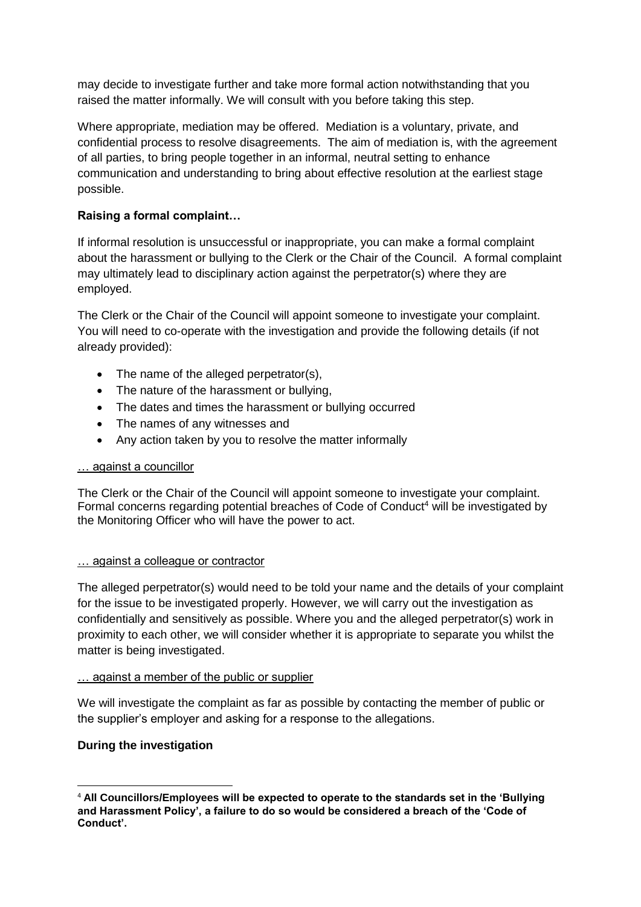may decide to investigate further and take more formal action notwithstanding that you raised the matter informally. We will consult with you before taking this step.

Where appropriate, mediation may be offered. Mediation is a voluntary, private, and confidential process to resolve disagreements. The aim of mediation is, with the agreement of all parties, to bring people together in an informal, neutral setting to enhance communication and understanding to bring about effective resolution at the earliest stage possible.

**Raising a formal complaint…**

If informal resolution is unsuccessful or inappropriate, you can make a formal complaint about the harassment or bullying to the Clerk or the Chair of the Council. A formal complaint may ultimately lead to disciplinary action against the perpetrator(s) where they are employed.

The Clerk or the Chair of the Council will appoint someone to investigate your complaint. You will need to co-operate with the investigation and provide the following details (if not already provided):

- The name of the alleged perpetrator(s),
- The nature of the harassment or bullying,
- The dates and times the harassment or bullying occurred
- The names of any witnesses and
- Any action taken by you to resolve the matter informally

<u>… against a councillor</u>

The Clerk or the Chair of the Council will appoint someone to investigate your complaint. Formal concerns regarding potential breaches of Code of Conduct[4] will be investigated by the Monitoring Officer who will have the power to act.

<u>… against a colleague or contractor</u>

The alleged perpetrator(s) would need to be told your name and the details of your complaint for the issue to be investigated properly. However, we will carry out the investigation as confidentially and sensitively as possible. Where you and the alleged perpetrator(s) work in proximity to each other, we will consider whether it is appropriate to separate you whilst the matter is being investigated.

<u>… against a member of the public or supplier</u>

We will investigate the complaint as far as possible by contacting the member of public or the supplier's employer and asking for a response to the allegations.

**During the investigation**

---

[4] **All Councillors/Employees will be expected to operate to the standards set in the 'Bullying and Harassment Policy', a failure to do so would be considered a breach of the 'Code of Conduct'.**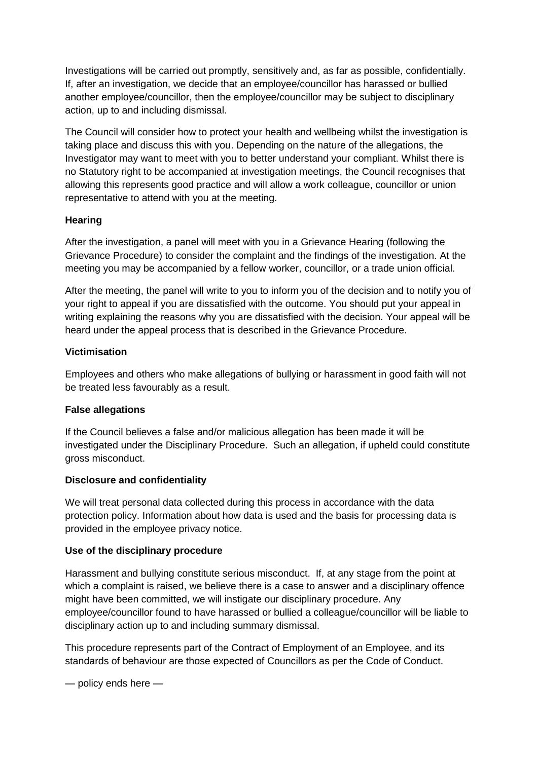Investigations will be carried out promptly, sensitively and, as far as possible, confidentially. If, after an investigation, we decide that an employee/councillor has harassed or bullied another employee/councillor, then the employee/councillor may be subject to disciplinary action, up to and including dismissal.

The Council will consider how to protect your health and wellbeing whilst the investigation is taking place and discuss this with you. Depending on the nature of the allegations, the Investigator may want to meet with you to better understand your compliant. Whilst there is no Statutory right to be accompanied at investigation meetings, the Council recognises that allowing this represents good practice and will allow a work colleague, councillor or union representative to attend with you at the meeting.

**Hearing**

After the investigation, a panel will meet with you in a Grievance Hearing (following the Grievance Procedure) to consider the complaint and the findings of the investigation. At the meeting you may be accompanied by a fellow worker, councillor, or a trade union official.

After the meeting, the panel will write to you to inform you of the decision and to notify you of your right to appeal if you are dissatisfied with the outcome. You should put your appeal in writing explaining the reasons why you are dissatisfied with the decision. Your appeal will be heard under the appeal process that is described in the Grievance Procedure.

**Victimisation**

Employees and others who make allegations of bullying or harassment in good faith will not be treated less favourably as a result.

**False allegations**

If the Council believes a false and/or malicious allegation has been made it will be investigated under the Disciplinary Procedure. Such an allegation, if upheld could constitute gross misconduct.

**Disclosure and confidentiality**

We will treat personal data collected during this process in accordance with the data protection policy. Information about how data is used and the basis for processing data is provided in the employee privacy notice.

**Use of the disciplinary procedure**

Harassment and bullying constitute serious misconduct. If, at any stage from the point at which a complaint is raised, we believe there is a case to answer and a disciplinary offence might have been committed, we will instigate our disciplinary procedure. Any employee/councillor found to have harassed or bullied a colleague/councillor will be liable to disciplinary action up to and including summary dismissal.

This procedure represents part of the Contract of Employment of an Employee, and its standards of behaviour are those expected of Councillors as per the Code of Conduct.

— policy ends here —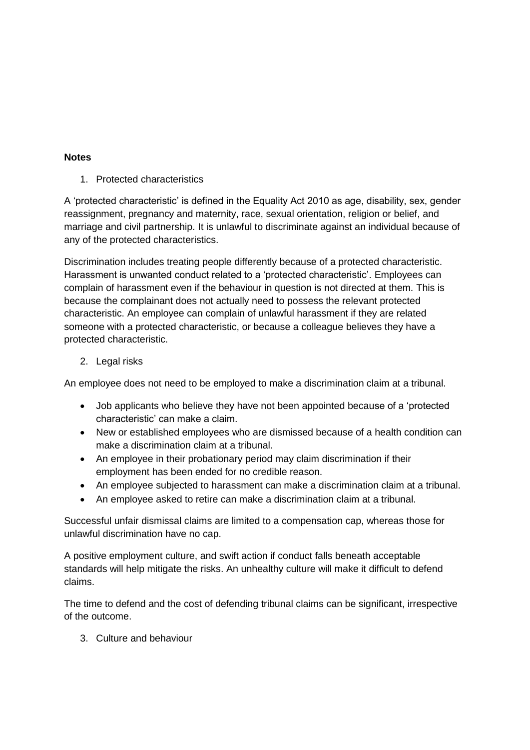**Notes**

1. Protected characteristics

A 'protected characteristic' is defined in the Equality Act 2010 as age, disability, sex, gender reassignment, pregnancy and maternity, race, sexual orientation, religion or belief, and marriage and civil partnership. It is unlawful to discriminate against an individual because of any of the protected characteristics.

Discrimination includes treating people differently because of a protected characteristic. Harassment is unwanted conduct related to a 'protected characteristic'. Employees can complain of harassment even if the behaviour in question is not directed at them. This is because the complainant does not actually need to possess the relevant protected characteristic. An employee can complain of unlawful harassment if they are related someone with a protected characteristic, or because a colleague believes they have a protected characteristic.

2. Legal risks

An employee does not need to be employed to make a discrimination claim at a tribunal.

- Job applicants who believe they have not been appointed because of a 'protected characteristic' can make a claim.
- New or established employees who are dismissed because of a health condition can make a discrimination claim at a tribunal.
- An employee in their probationary period may claim discrimination if their employment has been ended for no credible reason.
- An employee subjected to harassment can make a discrimination claim at a tribunal.
- An employee asked to retire can make a discrimination claim at a tribunal.

Successful unfair dismissal claims are limited to a compensation cap, whereas those for unlawful discrimination have no cap.

A positive employment culture, and swift action if conduct falls beneath acceptable standards will help mitigate the risks. An unhealthy culture will make it difficult to defend claims.

The time to defend and the cost of defending tribunal claims can be significant, irrespective of the outcome.

3. Culture and behaviour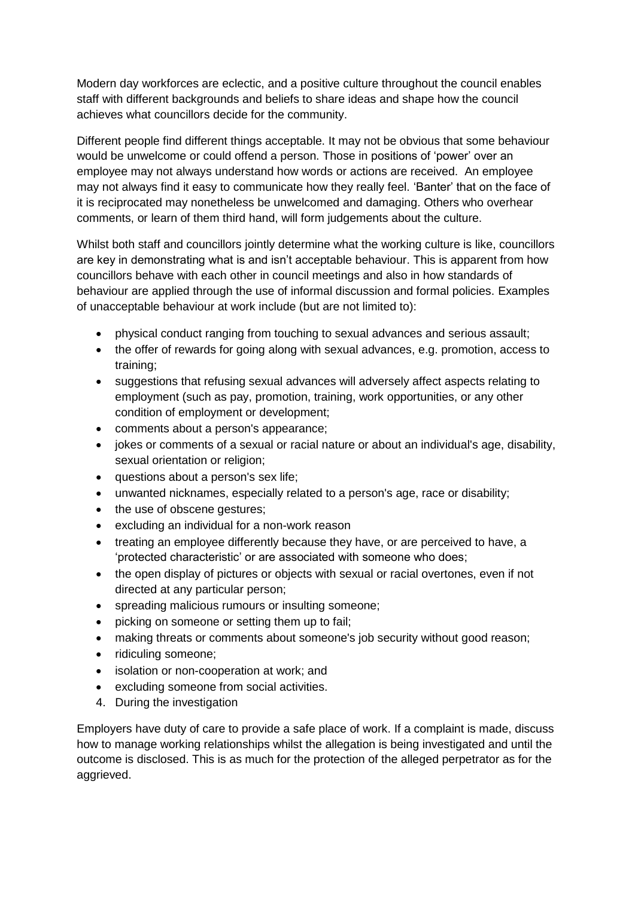Modern day workforces are eclectic, and a positive culture throughout the council enables staff with different backgrounds and beliefs to share ideas and shape how the council achieves what councillors decide for the community.

Different people find different things acceptable. It may not be obvious that some behaviour would be unwelcome or could offend a person. Those in positions of 'power' over an employee may not always understand how words or actions are received. An employee may not always find it easy to communicate how they really feel. 'Banter' that on the face of it is reciprocated may nonetheless be unwelcomed and damaging. Others who overhear comments, or learn of them third hand, will form judgements about the culture.

Whilst both staff and councillors jointly determine what the working culture is like, councillors are key in demonstrating what is and isn't acceptable behaviour. This is apparent from how councillors behave with each other in council meetings and also in how standards of behaviour are applied through the use of informal discussion and formal policies. Examples of unacceptable behaviour at work include (but are not limited to):

- physical conduct ranging from touching to sexual advances and serious assault;
- the offer of rewards for going along with sexual advances, e.g. promotion, access to training;
- suggestions that refusing sexual advances will adversely affect aspects relating to employment (such as pay, promotion, training, work opportunities, or any other condition of employment or development;
- comments about a person's appearance;
- jokes or comments of a sexual or racial nature or about an individual's age, disability, sexual orientation or religion;
- questions about a person's sex life;
- unwanted nicknames, especially related to a person's age, race or disability;
- the use of obscene gestures;
- excluding an individual for a non-work reason
- treating an employee differently because they have, or are perceived to have, a 'protected characteristic' or are associated with someone who does;
- the open display of pictures or objects with sexual or racial overtones, even if not directed at any particular person;
- spreading malicious rumours or insulting someone;
- picking on someone or setting them up to fail;
- making threats or comments about someone's job security without good reason;
- ridiculing someone;
- isolation or non-cooperation at work; and
- excluding someone from social activities.

4. During the investigation

Employers have duty of care to provide a safe place of work. If a complaint is made, discuss how to manage working relationships whilst the allegation is being investigated and until the outcome is disclosed. This is as much for the protection of the alleged perpetrator as for the aggrieved.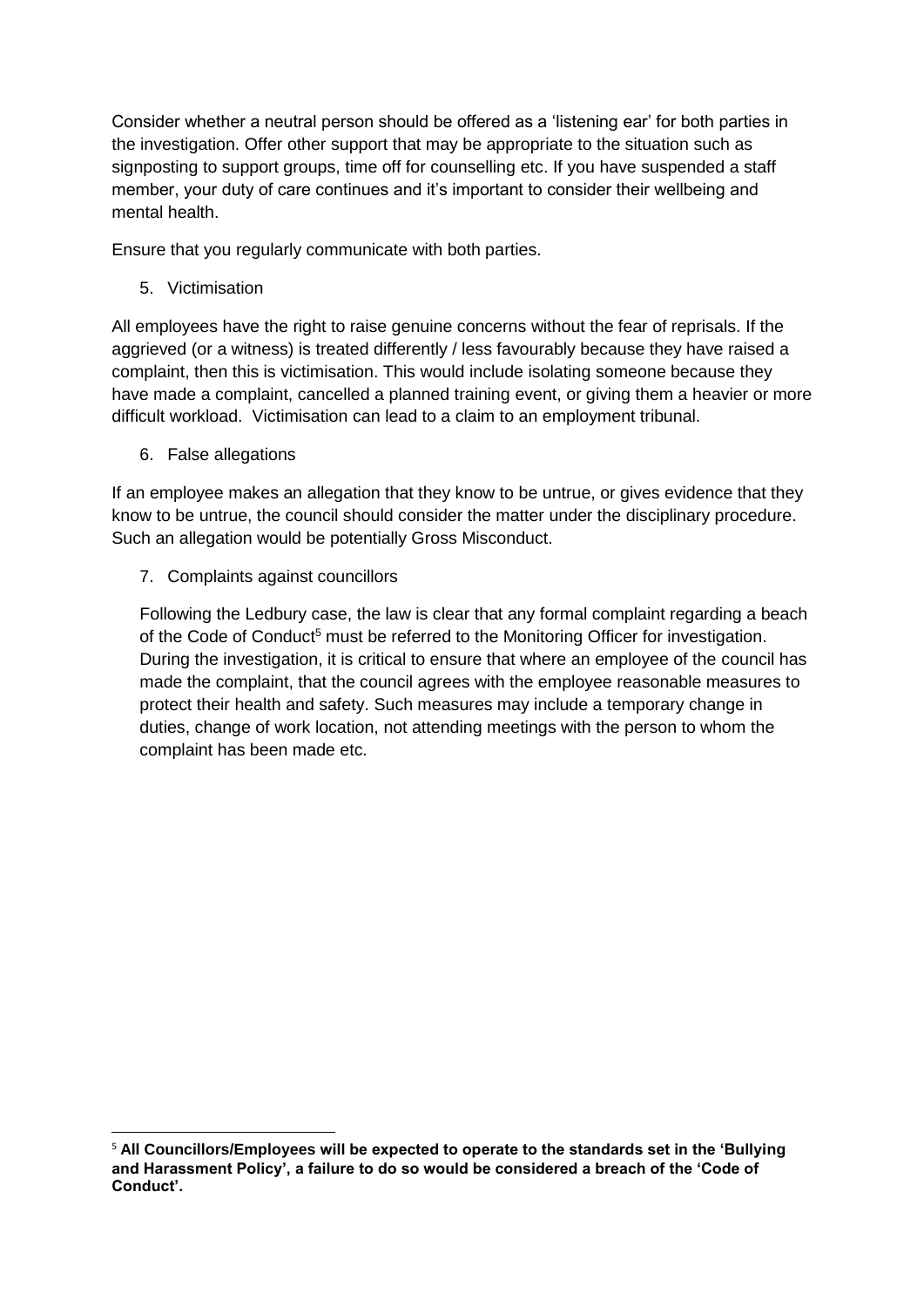Consider whether a neutral person should be offered as a 'listening ear' for both parties in the investigation. Offer other support that may be appropriate to the situation such as signposting to support groups, time off for counselling etc. If you have suspended a staff member, your duty of care continues and it's important to consider their wellbeing and mental health.

Ensure that you regularly communicate with both parties.

5. Victimisation

All employees have the right to raise genuine concerns without the fear of reprisals. If the aggrieved (or a witness) is treated differently / less favourably because they have raised a complaint, then this is victimisation. This would include isolating someone because they have made a complaint, cancelled a planned training event, or giving them a heavier or more difficult workload. Victimisation can lead to a claim to an employment tribunal.

6. False allegations

If an employee makes an allegation that they know to be untrue, or gives evidence that they know to be untrue, the council should consider the matter under the disciplinary procedure. Such an allegation would be potentially Gross Misconduct.

7. Complaints against councillors

   Following the Ledbury case, the law is clear that any formal complaint regarding a beach of the Code of Conduct[5] must be referred to the Monitoring Officer for investigation. During the investigation, it is critical to ensure that where an employee of the council has made the complaint, that the council agrees with the employee reasonable measures to protect their health and safety. Such measures may include a temporary change in duties, change of work location, not attending meetings with the person to whom the complaint has been made etc.

[5] **All Councillors/Employees will be expected to operate to the standards set in the 'Bullying and Harassment Policy', a failure to do so would be considered a breach of the 'Code of Conduct'.**